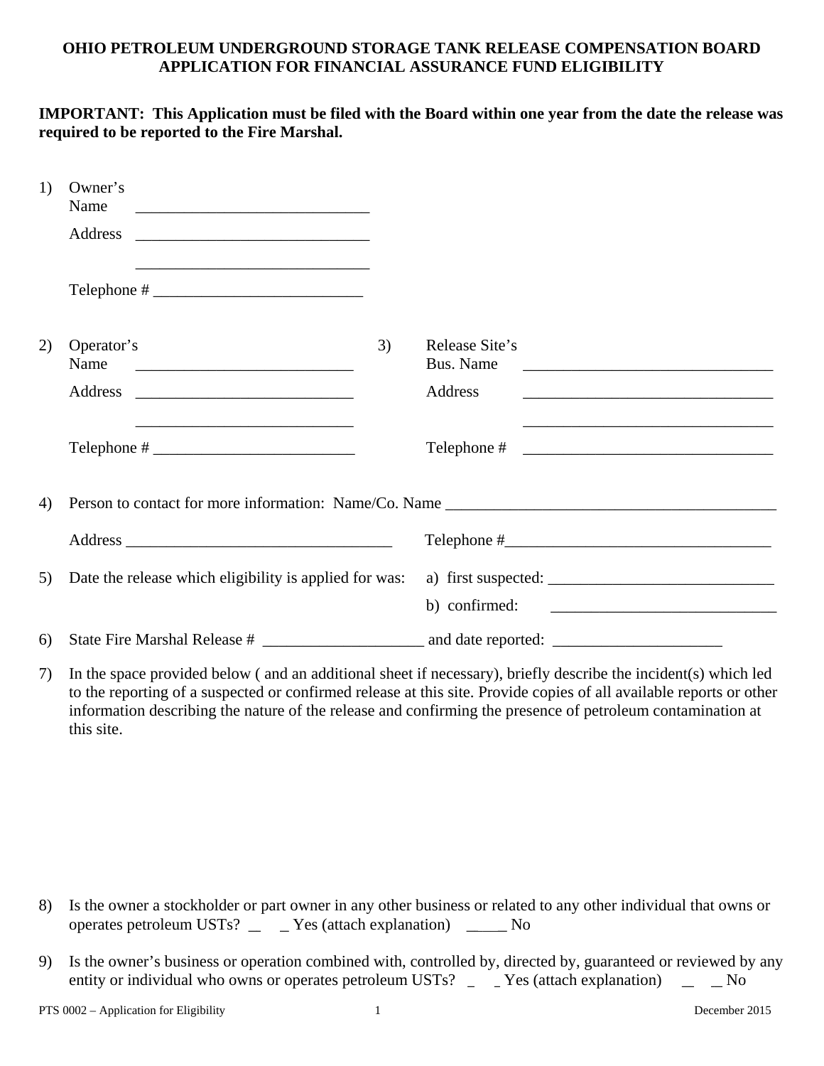**OHIO PETROLEUM UNDERGROUND STORAGE TANK RELEASE COMPENSATION BOARD**
**APPLICATION FOR FINANCIAL ASSURANCE FUND ELIGIBILITY**

**IMPORTANT: This Application must be filed with the Board within one year from the date the release was required to be reported to the Fire Marshal.**

1) Owner's Name _____________________________

Address _____________________________

_____________________________

Telephone # __________________________

2) Operator's Name ___________________________

Address ___________________________

___________________________

Telephone # _________________________

3) Release Site's Bus. Name ________________________________

Address ________________________________

________________________________

Telephone # ________________________________

4) Person to contact for more information: Name/Co. Name __________________________________________

Address _________________________________ Telephone #_________________________________

5) Date the release which eligibility is applied for was: a) first suspected: ____________________________

b) confirmed: ____________________________

6) State Fire Marshal Release # ____________________ and date reported: _____________________

7) In the space provided below ( and an additional sheet if necessary), briefly describe the incident(s) which led to the reporting of a suspected or confirmed release at this site. Provide copies of all available reports or other information describing the nature of the release and confirming the presence of petroleum contamination at this site.

8) Is the owner a stockholder or part owner in any other business or related to any other individual that owns or operates petroleum USTs? _____ Yes (attach explanation) _____ No

9) Is the owner's business or operation combined with, controlled by, directed by, guaranteed or reviewed by any entity or individual who owns or operates petroleum USTs? _____ Yes (attach explanation) _____ No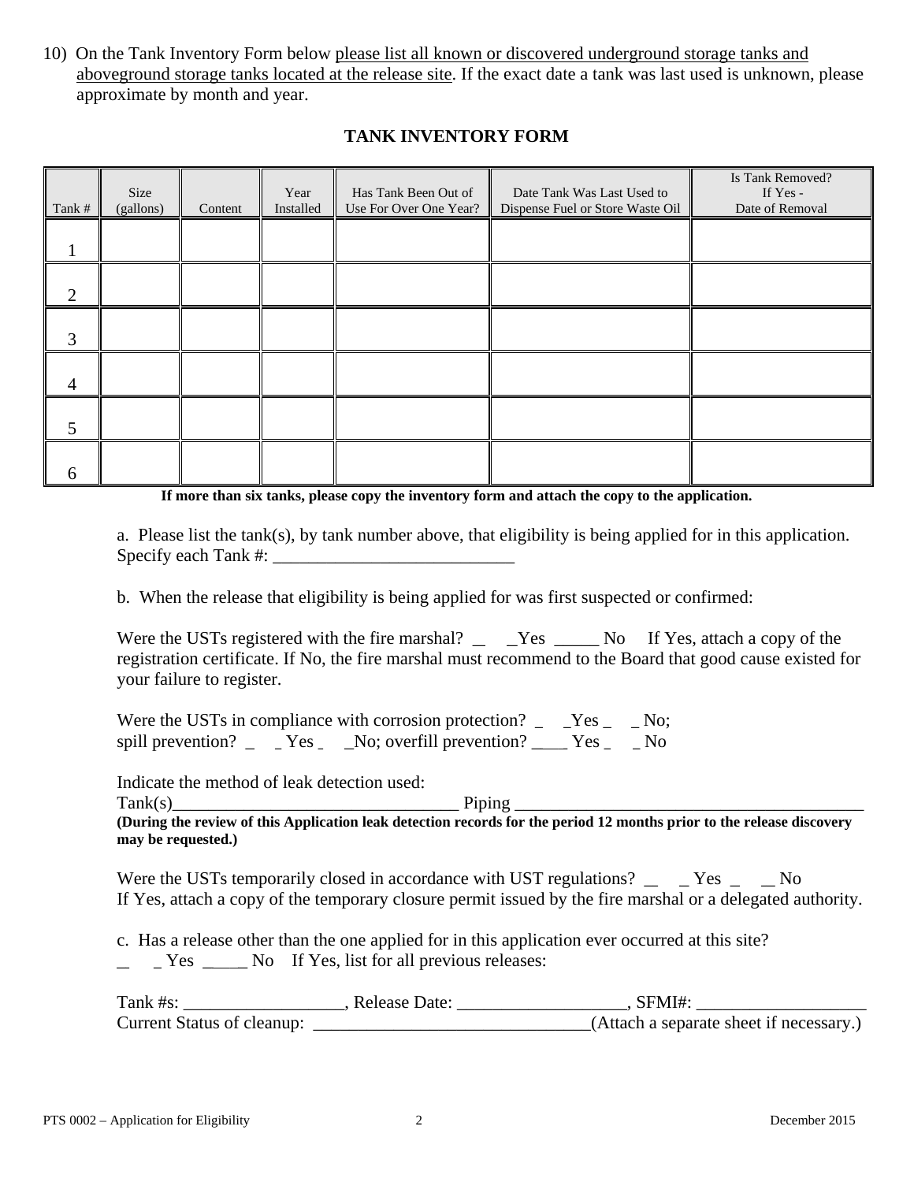10) On the Tank Inventory Form below please list all known or discovered underground storage tanks and aboveground storage tanks located at the release site. If the exact date a tank was last used is unknown, please approximate by month and year.

## TANK INVENTORY FORM

| Tank # | Size (gallons) | Content | Year Installed | Has Tank Been Out of Use For Over One Year? | Date Tank Was Last Used to Dispense Fuel or Store Waste Oil | Is Tank Removed? If Yes - Date of Removal |
|---|---|---|---|---|---|---|
| 1 | | | | | | |
| 2 | | | | | | |
| 3 | | | | | | |
| 4 | | | | | | |
| 5 | | | | | | |
| 6 | | | | | | |

**If more than six tanks, please copy the inventory form and attach the copy to the application.**

a. Please list the tank(s), by tank number above, that eligibility is being applied for in this application. Specify each Tank #: ___________________________

b. When the release that eligibility is being applied for was first suspected or confirmed:

Were the USTs registered with the fire marshal? _____Yes _____ No If Yes, attach a copy of the registration certificate. If No, the fire marshal must recommend to the Board that good cause existed for your failure to register.

Were the USTs in compliance with corrosion protection? _____Yes _____ No; spill prevention? _____ Yes _____No; overfill prevention? ____ Yes _____ No

Indicate the method of leak detection used:
Tank(s)________________________________ Piping ________________________________________

**(During the review of this Application leak detection records for the period 12 months prior to the release discovery may be requested.)**

Were the USTs temporarily closed in accordance with UST regulations? _____ Yes _____ No
If Yes, attach a copy of the temporary closure permit issued by the fire marshal or a delegated authority.

c. Has a release other than the one applied for in this application ever occurred at this site?
_____ Yes _____ No If Yes, list for all previous releases:

Tank #s: __________________, Release Date: ___________________, SFMI#: ___________________
Current Status of cleanup: _______________________________(Attach a separate sheet if necessary.)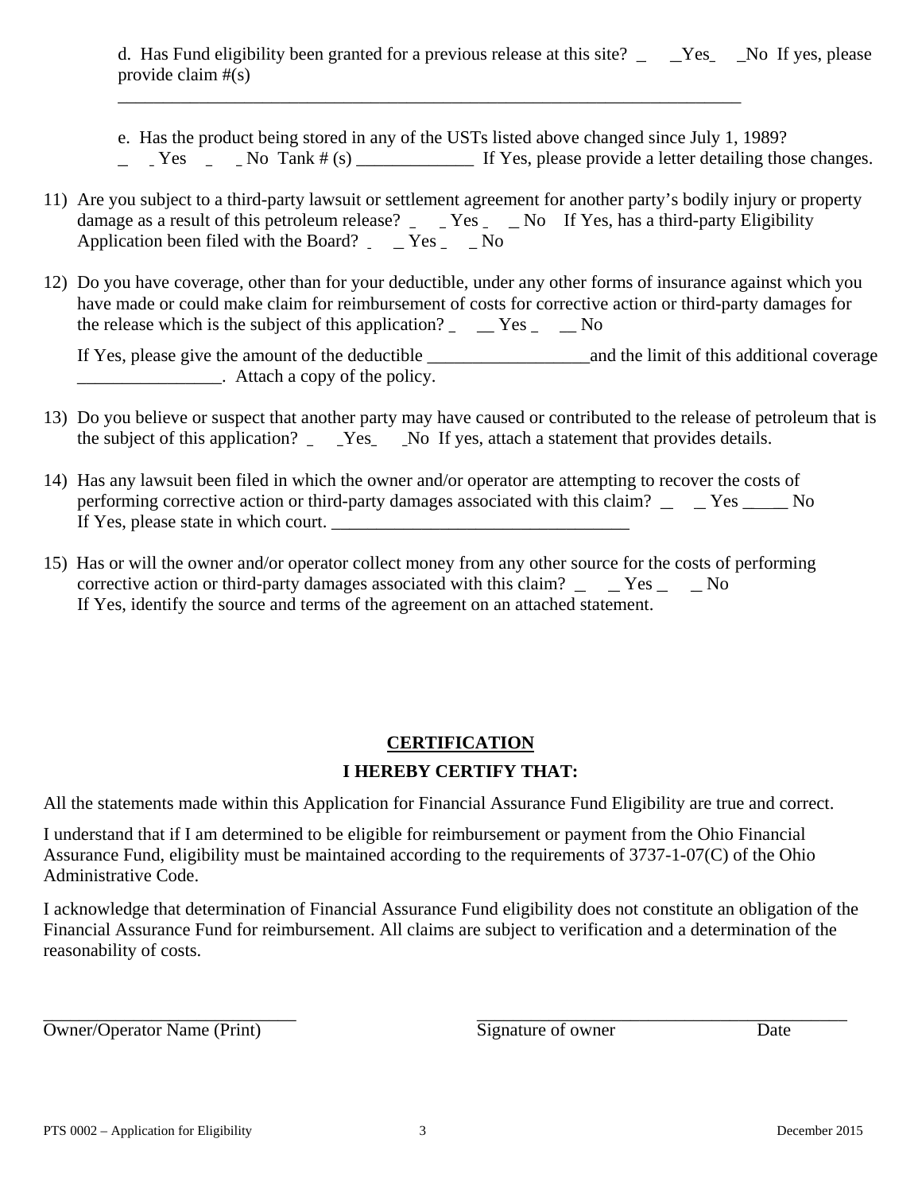d. Has Fund eligibility been granted for a previous release at this site? _____Yes_____No If yes, please provide claim #(s)

_________________________________________________________________________

e. Has the product being stored in any of the USTs listed above changed since July 1, 1989? _____ Yes _____ No Tank # (s) _____________ If Yes, please provide a letter detailing those changes.

11) Are you subject to a third-party lawsuit or settlement agreement for another party's bodily injury or property damage as a result of this petroleum release? _____ Yes _____ No If Yes, has a third-party Eligibility Application been filed with the Board? _____ Yes _____ No

12) Do you have coverage, other than for your deductible, under any other forms of insurance against which you have made or could make claim for reimbursement of costs for corrective action or third-party damages for the release which is the subject of this application? _____ Yes _____ No

    If Yes, please give the amount of the deductible __________________and the limit of this additional coverage ________________. Attach a copy of the policy.

13) Do you believe or suspect that another party may have caused or contributed to the release of petroleum that is the subject of this application? _____Yes_____No If yes, attach a statement that provides details.

14) Has any lawsuit been filed in which the owner and/or operator are attempting to recover the costs of performing corrective action or third-party damages associated with this claim? _____ Yes _____ No If Yes, please state in which court. _________________________________

15) Has or will the owner and/or operator collect money from any other source for the costs of performing corrective action or third-party damages associated with this claim? _____ Yes _____ No If Yes, identify the source and terms of the agreement on an attached statement.

## CERTIFICATION

### I HEREBY CERTIFY THAT:

All the statements made within this Application for Financial Assurance Fund Eligibility are true and correct.

I understand that if I am determined to be eligible for reimbursement or payment from the Ohio Financial Assurance Fund, eligibility must be maintained according to the requirements of 3737-1-07(C) of the Ohio Administrative Code.

I acknowledge that determination of Financial Assurance Fund eligibility does not constitute an obligation of the Financial Assurance Fund for reimbursement. All claims are subject to verification and a determination of the reasonability of costs.

_________________________ _________________________________________

Owner/Operator Name (Print) Signature of owner Date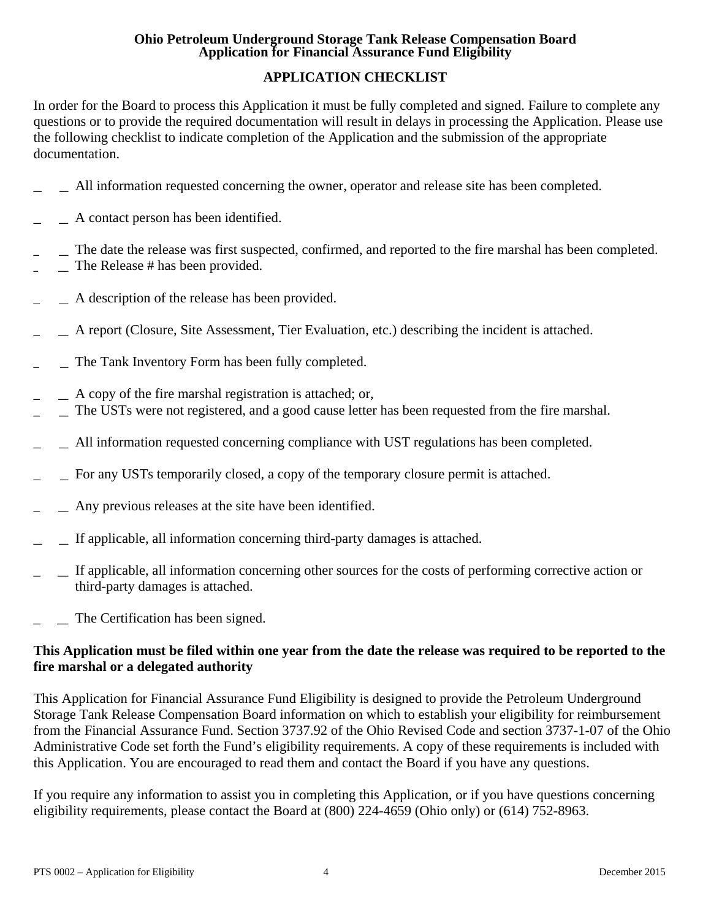**Ohio Petroleum Underground Storage Tank Release Compensation Board**
**Application for Financial Assurance Fund Eligibility**

## APPLICATION CHECKLIST

In order for the Board to process this Application it must be fully completed and signed. Failure to complete any questions or to provide the required documentation will result in delays in processing the Application. Please use the following checklist to indicate completion of the Application and the submission of the appropriate documentation.

_ _ All information requested concerning the owner, operator and release site has been completed.

_ _ A contact person has been identified.

_ _ The date the release was first suspected, confirmed, and reported to the fire marshal has been completed.
_ _ The Release # has been provided.

_ _ A description of the release has been provided.

_ _ A report (Closure, Site Assessment, Tier Evaluation, etc.) describing the incident is attached.

_ _ The Tank Inventory Form has been fully completed.

_ _ A copy of the fire marshal registration is attached; or,
_ _ The USTs were not registered, and a good cause letter has been requested from the fire marshal.

_ _ All information requested concerning compliance with UST regulations has been completed.

_ _ For any USTs temporarily closed, a copy of the temporary closure permit is attached.

_ _ Any previous releases at the site have been identified.

_ _ If applicable, all information concerning third-party damages is attached.

_ _ If applicable, all information concerning other sources for the costs of performing corrective action or third-party damages is attached.

_ _ The Certification has been signed.

**This Application must be filed within one year from the date the release was required to be reported to the fire marshal or a delegated authority**

This Application for Financial Assurance Fund Eligibility is designed to provide the Petroleum Underground Storage Tank Release Compensation Board information on which to establish your eligibility for reimbursement from the Financial Assurance Fund. Section 3737.92 of the Ohio Revised Code and section 3737-1-07 of the Ohio Administrative Code set forth the Fund's eligibility requirements. A copy of these requirements is included with this Application. You are encouraged to read them and contact the Board if you have any questions.

If you require any information to assist you in completing this Application, or if you have questions concerning eligibility requirements, please contact the Board at (800) 224-4659 (Ohio only) or (614) 752-8963.